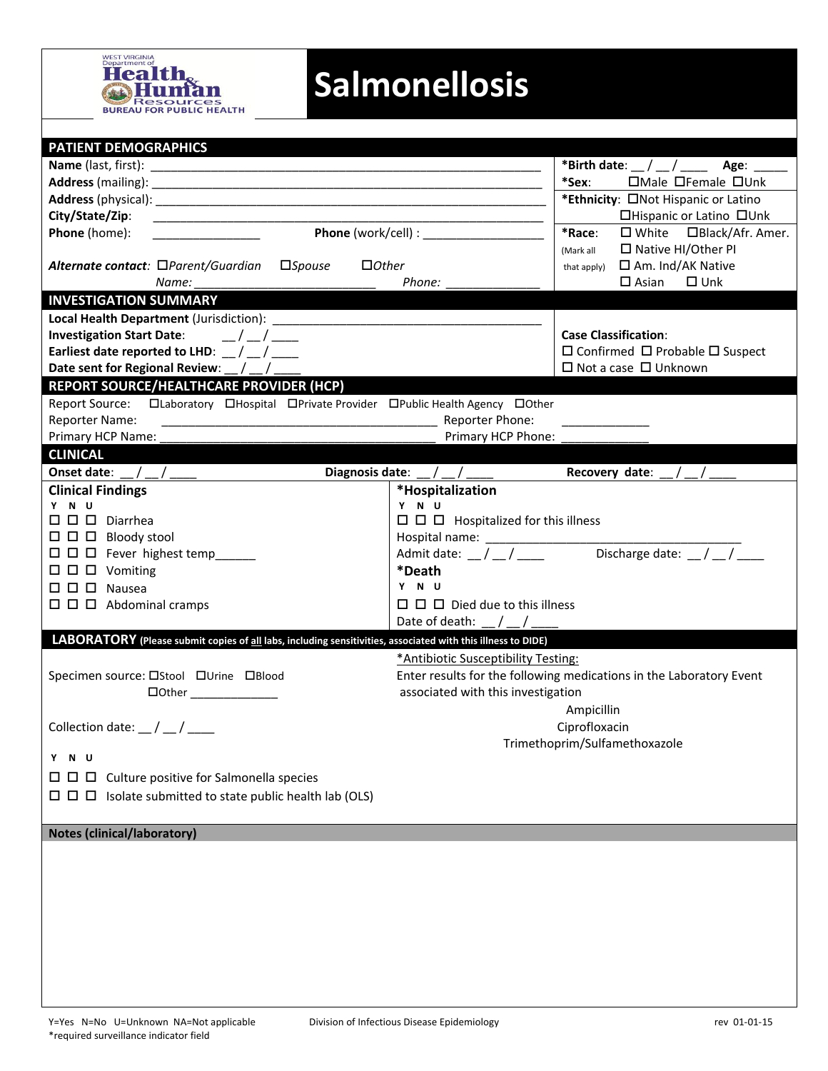WEST VIRGINIA Department of Health & Human Resources BUREAU FOR PUBLIC HEALTH

# Salmonellosis

## PATIENT DEMOGRAPHICS

**Name** (last, first): ___________________________________________________________

**Address** (mailing): ___________________________________________________________

**Address** (physical): ___________________________________________________________

**City/State/Zip**: ___________________________________________________________

**Phone** (home): ________________ **Phone** (work/cell) : __________________

***Alternate contact:*** ☐*Parent/Guardian* ☐*Spouse* ☐*Other*

*Name:* ___________________________ *Phone:* ______________

**\*Birth date**: __ / __ / ____ **Age**: _____

**\*Sex**: ☐Male ☐Female ☐Unk

**\*Ethnicity**: ☐Not Hispanic or Latino ☐Hispanic or Latino ☐Unk

**\*Race**: (Mark all that apply) ☐ White ☐Black/Afr. Amer. ☐ Native HI/Other PI ☐ Am. Ind/AK Native ☐ Asian ☐ Unk

## INVESTIGATION SUMMARY

**Local Health Department** (Jurisdiction): ________________________________________

**Investigation Start Date**: __ / __ / ____

**Earliest date reported to LHD**: __ / __ / ____

**Date sent for Regional Review**: __ / __ / ____

**Case Classification**:
☐ Confirmed ☐ Probable ☐ Suspect
☐ Not a case ☐ Unknown

## REPORT SOURCE/HEALTHCARE PROVIDER (HCP)

Report Source: ☐Laboratory ☐Hospital ☐Private Provider ☐Public Health Agency ☐Other

Reporter Name: ________________________________________ Reporter Phone: ____________

Primary HCP Name: ________________________________________ Primary HCP Phone: ____________

## CLINICAL

**Onset date**: __ / __ / ____ **Diagnosis date**: __ / __ / ____ **Recovery date**: __ / __ / ____

### Clinical Findings

| Y | N | U | |
|---|---|---|---|
| ☐ | ☐ | ☐ | Diarrhea |
| ☐ | ☐ | ☐ | Bloody stool |
| ☐ | ☐ | ☐ | Fever highest temp______ |
| ☐ | ☐ | ☐ | Vomiting |
| ☐ | ☐ | ☐ | Nausea |
| ☐ | ☐ | ☐ | Abdominal cramps |

### \*Hospitalization

| Y | N | U | |
|---|---|---|---|
| ☐ | ☐ | ☐ | Hospitalized for this illness |

Hospital name: ________________________________________

Admit date: __ / __ / ____ Discharge date: __ / __ / ____

### \*Death

| Y | N | U | |
|---|---|---|---|
| ☐ | ☐ | ☐ | Died due to this illness |

Date of death: __ / __ / ____

## LABORATORY (Please submit copies of all labs, including sensitivities, associated with this illness to DIDE)

Specimen source: ☐Stool ☐Urine ☐Blood ☐Other _____________

Collection date: __ / __ / ____

| Y | N | U | |
|---|---|---|---|
| ☐ | ☐ | ☐ | Culture positive for Salmonella species |
| ☐ | ☐ | ☐ | Isolate submitted to state public health lab (OLS) |

\*Antibiotic Susceptibility Testing:

Enter results for the following medications in the Laboratory Event associated with this investigation

Ampicillin
Ciprofloxacin
Trimethoprim/Sulfamethoxazole

### Notes (clinical/laboratory)

Y=Yes N=No U=Unknown NA=Not applicable
\*required surveillance indicator field

Division of Infectious Disease Epidemiology

rev 01-01-15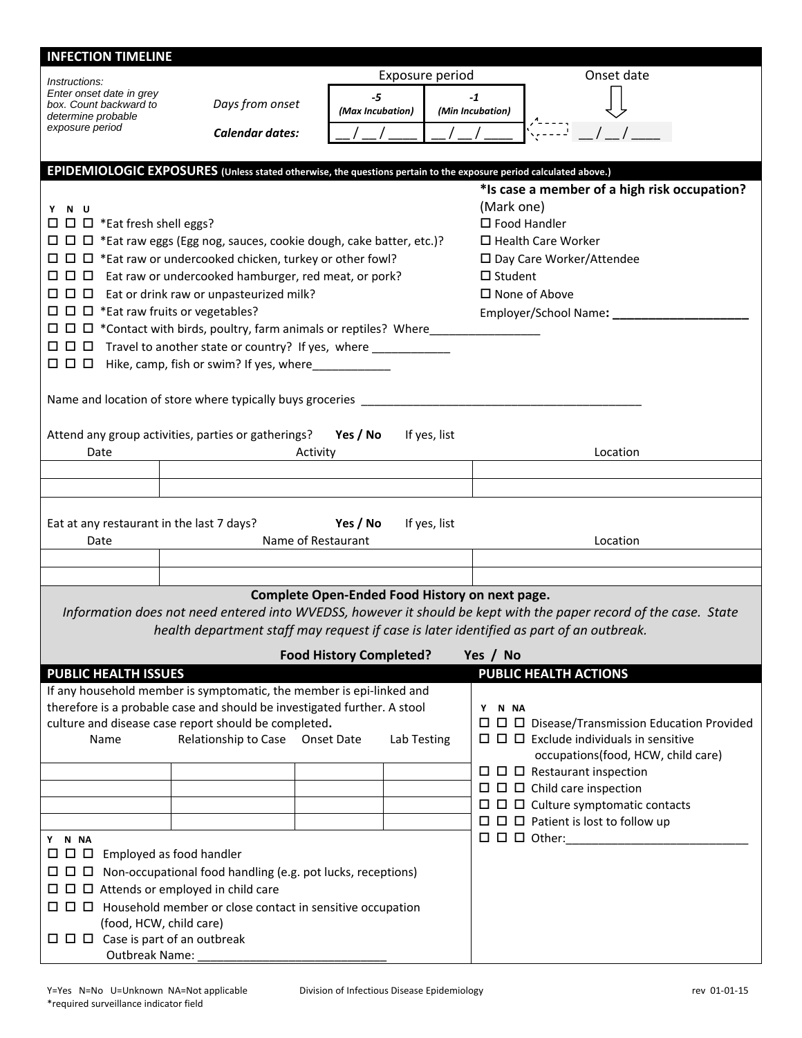## INFECTION TIMELINE

*Instructions: Enter onset date in grey box. Count backward to determine probable exposure period*

| | Exposure period | | Onset date |
|---|---|---|---|
| *Days from onset* | *-5 (Max Incubation)* | *-1 (Min Incubation)* | |
| ***Calendar dates:*** | __ / __ / ____ | __ / __ / ____ | __ / __ / ____ |

## EPIDEMIOLOGIC EXPOSURES (Unless stated otherwise, the questions pertain to the exposure period calculated above.)

Y N U

- ☐ ☐ ☐ *Eat fresh shell eggs?
- ☐ ☐ ☐ *Eat raw eggs (Egg nog, sauces, cookie dough, cake batter, etc.)?
- ☐ ☐ ☐ *Eat raw or undercooked chicken, turkey or other fowl?
- ☐ ☐ ☐ Eat raw or undercooked hamburger, red meat, or pork?
- ☐ ☐ ☐ Eat or drink raw or unpasteurized milk?
- ☐ ☐ ☐ *Eat raw fruits or vegetables?
- ☐ ☐ ☐ *Contact with birds, poultry, farm animals or reptiles? Where________________
- ☐ ☐ ☐ Travel to another state or country? If yes, where ___________
- ☐ ☐ ☐ Hike, camp, fish or swim? If yes, where___________

**\*Is case a member of a high risk occupation?** (Mark one)

- ☐ Food Handler
- ☐ Health Care Worker
- ☐ Day Care Worker/Attendee
- ☐ Student
- ☐ None of Above

Employer/School Name: ____________________

Name and location of store where typically buys groceries ___________________________________________

Attend any group activities, parties or gatherings? **Yes / No** If yes, list

| Date | Activity | Location |
|---|---|---|
| | | |
| | | |

Eat at any restaurant in the last 7 days? **Yes / No** If yes, list

| Date | Name of Restaurant | Location |
|---|---|---|
| | | |
| | | |

**Complete Open-Ended Food History on next page.**

*Information does not need entered into WVEDSS, however it should be kept with the paper record of the case. State health department staff may request if case is later identified as part of an outbreak.*

**Food History Completed? Yes / No**

## PUBLIC HEALTH ISSUES

If any household member is symptomatic, the member is epi-linked and therefore is a probable case and should be investigated further. A stool culture and disease case report should be completed.

| Name | Relationship to Case | Onset Date | Lab Testing |
|---|---|---|---|
| | | | |
| | | | |
| | | | |
| | | | |

Y N NA

- ☐ ☐ ☐ Employed as food handler
- ☐ ☐ ☐ Non-occupational food handling (e.g. pot lucks, receptions)
- ☐ ☐ ☐ Attends or employed in child care
- ☐ ☐ ☐ Household member or close contact in sensitive occupation (food, HCW, child care)
- ☐ ☐ ☐ Case is part of an outbreak
  Outbreak Name: ____________________________

## PUBLIC HEALTH ACTIONS

Y N NA

- ☐ ☐ ☐ Disease/Transmission Education Provided
- ☐ ☐ ☐ Exclude individuals in sensitive occupations(food, HCW, child care)
- ☐ ☐ ☐ Restaurant inspection
- ☐ ☐ ☐ Child care inspection
- ☐ ☐ ☐ Culture symptomatic contacts
- ☐ ☐ ☐ Patient is lost to follow up
- ☐ ☐ ☐ Other:____________________________

Y=Yes N=No U=Unknown NA=Not applicable
*required surveillance indicator field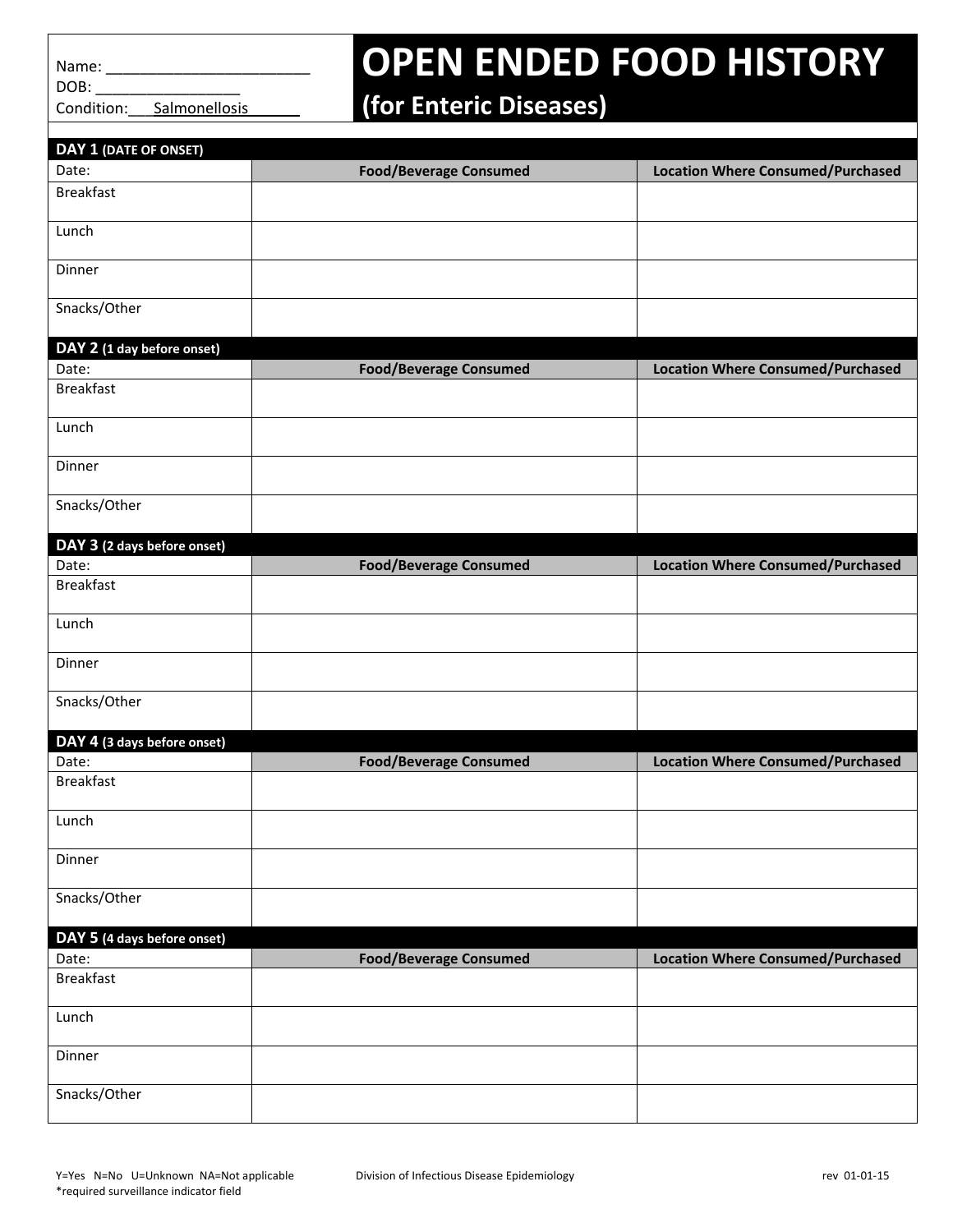Name: ________________________
DOB: _________________
Condition: Salmonellosis

# OPEN ENDED FOOD HISTORY

## (for Enteric Diseases)

**DAY 1 (DATE OF ONSET)**

| Date: | Food/Beverage Consumed | Location Where Consumed/Purchased |
| --- | --- | --- |
| Breakfast | | |
| Lunch | | |
| Dinner | | |
| Snacks/Other | | |

**DAY 2 (1 day before onset)**

| Date: | Food/Beverage Consumed | Location Where Consumed/Purchased |
| --- | --- | --- |
| Breakfast | | |
| Lunch | | |
| Dinner | | |
| Snacks/Other | | |

**DAY 3 (2 days before onset)**

| Date: | Food/Beverage Consumed | Location Where Consumed/Purchased |
| --- | --- | --- |
| Breakfast | | |
| Lunch | | |
| Dinner | | |
| Snacks/Other | | |

**DAY 4 (3 days before onset)**

| Date: | Food/Beverage Consumed | Location Where Consumed/Purchased |
| --- | --- | --- |
| Breakfast | | |
| Lunch | | |
| Dinner | | |
| Snacks/Other | | |

**DAY 5 (4 days before onset)**

| Date: | Food/Beverage Consumed | Location Where Consumed/Purchased |
| --- | --- | --- |
| Breakfast | | |
| Lunch | | |
| Dinner | | |
| Snacks/Other | | |

Y=Yes N=No U=Unknown NA=Not applicable
*required surveillance indicator field

Division of Infectious Disease Epidemiology

rev 01-01-15